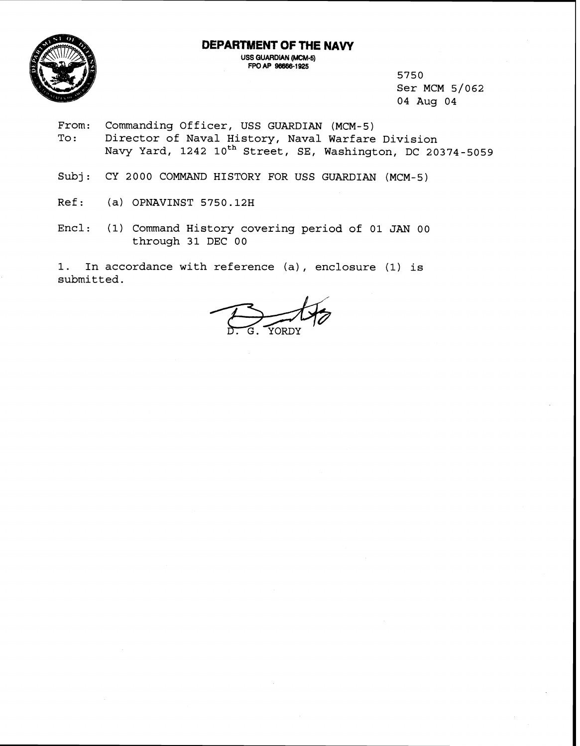# DEPARTMENT OF THE NAVY

USS GUARDIAN (MCM-5)
FPO AP 96666-1925

5750
Ser MCM 5/062
04 Aug 04

From: Commanding Officer, USS GUARDIAN (MCM-5)
To: Director of Naval History, Naval Warfare Division
Navy Yard, 1242 10th Street, SE, Washington, DC 20374-5059

Subj: CY 2000 COMMAND HISTORY FOR USS GUARDIAN (MCM-5)

Ref: (a) OPNAVINST 5750.12H

Encl: (1) Command History covering period of 01 JAN 00 through 31 DEC 00

1. In accordance with reference (a), enclosure (1) is submitted.

D. G. YORDY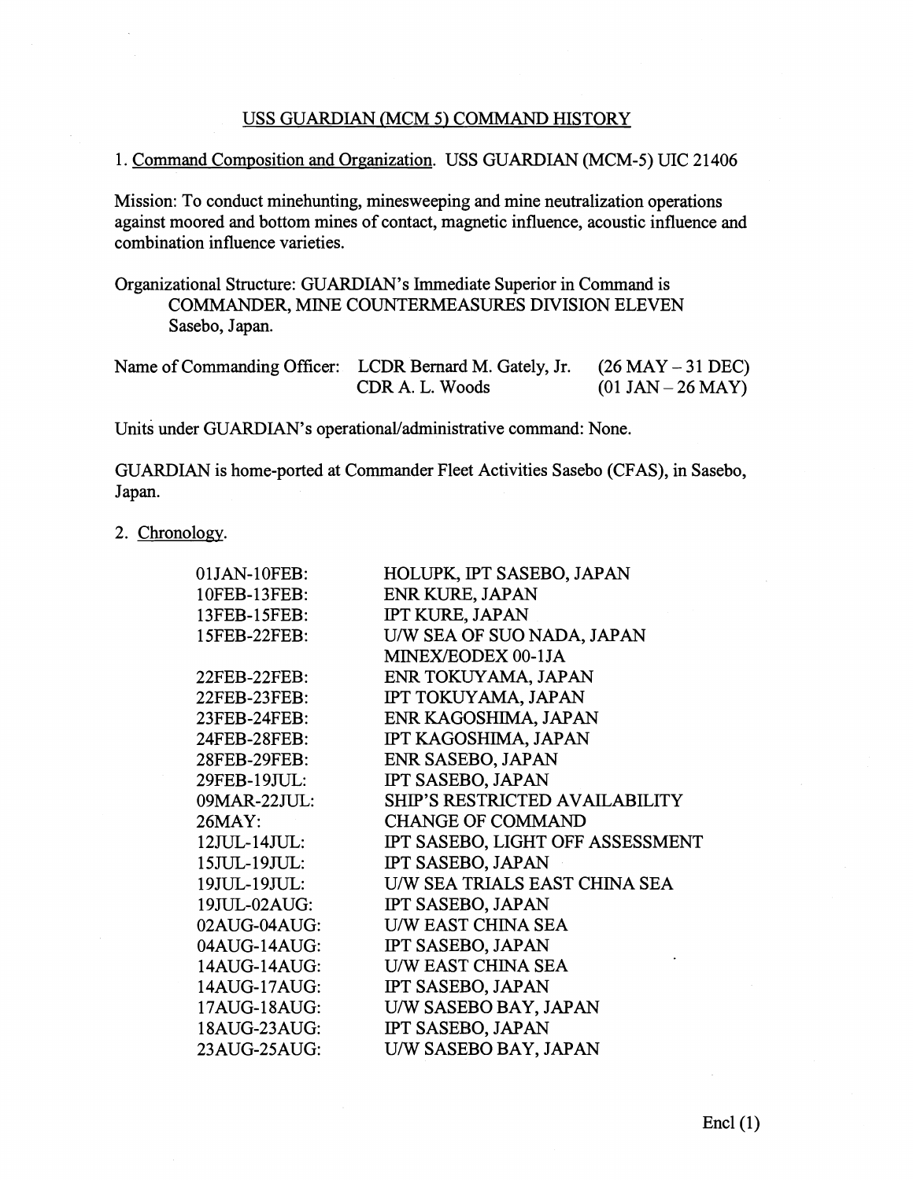USS GUARDIAN (MCM 5) COMMAND HISTORY

1. Command Composition and Organization. USS GUARDIAN (MCM-5) UIC 21406

Mission: To conduct minehunting, minesweeping and mine neutralization operations against moored and bottom mines of contact, magnetic influence, acoustic influence and combination influence varieties.

Organizational Structure: GUARDIAN's Immediate Superior in Command is COMMANDER, MINE COUNTERMEASURES DIVISION ELEVEN Sasebo, Japan.

| Name of Commanding Officer: | LCDR Bernard M. Gately, Jr. | (26 MAY – 31 DEC) |
|---|---|---|
| | CDR A. L. Woods | (01 JAN – 26 MAY) |

Units under GUARDIAN's operational/administrative command: None.

GUARDIAN is home-ported at Commander Fleet Activities Sasebo (CFAS), in Sasebo, Japan.

2. Chronology.

| | |
|---|---|
| 01JAN-10FEB: | HOLUPK, IPT SASEBO, JAPAN |
| 10FEB-13FEB: | ENR KURE, JAPAN |
| 13FEB-15FEB: | IPT KURE, JAPAN |
| 15FEB-22FEB: | U/W SEA OF SUO NADA, JAPAN MINEX/EODEX 00-1JA |
| 22FEB-22FEB: | ENR TOKUYAMA, JAPAN |
| 22FEB-23FEB: | IPT TOKUYAMA, JAPAN |
| 23FEB-24FEB: | ENR KAGOSHIMA, JAPAN |
| 24FEB-28FEB: | IPT KAGOSHIMA, JAPAN |
| 28FEB-29FEB: | ENR SASEBO, JAPAN |
| 29FEB-19JUL: | IPT SASEBO, JAPAN |
| 09MAR-22JUL: | SHIP'S RESTRICTED AVAILABILITY |
| 26MAY: | CHANGE OF COMMAND |
| 12JUL-14JUL: | IPT SASEBO, LIGHT OFF ASSESSMENT |
| 15JUL-19JUL: | IPT SASEBO, JAPAN |
| 19JUL-19JUL: | U/W SEA TRIALS EAST CHINA SEA |
| 19JUL-02AUG: | IPT SASEBO, JAPAN |
| 02AUG-04AUG: | U/W EAST CHINA SEA |
| 04AUG-14AUG: | IPT SASEBO, JAPAN |
| 14AUG-14AUG: | U/W EAST CHINA SEA |
| 14AUG-17AUG: | IPT SASEBO, JAPAN |
| 17AUG-18AUG: | U/W SASEBO BAY, JAPAN |
| 18AUG-23AUG: | IPT SASEBO, JAPAN |
| 23AUG-25AUG: | U/W SASEBO BAY, JAPAN |

Encl (1)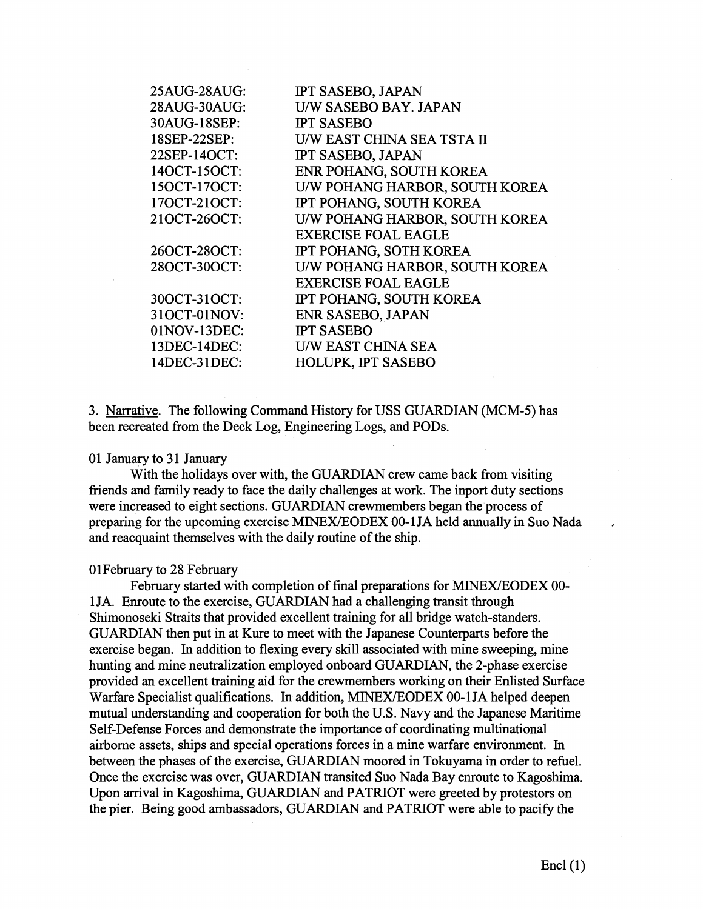| | |
|---|---|
| 25AUG-28AUG: | IPT SASEBO, JAPAN |
| 28AUG-30AUG: | U/W SASEBO BAY. JAPAN |
| 30AUG-18SEP: | IPT SASEBO |
| 18SEP-22SEP: | U/W EAST CHINA SEA TSTA II |
| 22SEP-14OCT: | IPT SASEBO, JAPAN |
| 14OCT-15OCT: | ENR POHANG, SOUTH KOREA |
| 15OCT-17OCT: | U/W POHANG HARBOR, SOUTH KOREA |
| 17OCT-21OCT: | IPT POHANG, SOUTH KOREA |
| 21OCT-26OCT: | U/W POHANG HARBOR, SOUTH KOREA EXERCISE FOAL EAGLE |
| 26OCT-28OCT: | IPT POHANG, SOTH KOREA |
| 28OCT-30OCT: | U/W POHANG HARBOR, SOUTH KOREA EXERCISE FOAL EAGLE |
| 30OCT-31OCT: | IPT POHANG, SOUTH KOREA |
| 31OCT-01NOV: | ENR SASEBO, JAPAN |
| 01NOV-13DEC: | IPT SASEBO |
| 13DEC-14DEC: | U/W EAST CHINA SEA |
| 14DEC-31DEC: | HOLUPK, IPT SASEBO |

3. Narrative. The following Command History for USS GUARDIAN (MCM-5) has been recreated from the Deck Log, Engineering Logs, and PODs.

01 January to 31 January

With the holidays over with, the GUARDIAN crew came back from visiting friends and family ready to face the daily challenges at work. The inport duty sections were increased to eight sections. GUARDIAN crewmembers began the process of preparing for the upcoming exercise MINEX/EODEX 00-1JA held annually in Suo Nada and reacquaint themselves with the daily routine of the ship.

01February to 28 February

February started with completion of final preparations for MINEX/EODEX 00-1JA. Enroute to the exercise, GUARDIAN had a challenging transit through Shimonoseki Straits that provided excellent training for all bridge watch-standers. GUARDIAN then put in at Kure to meet with the Japanese Counterparts before the exercise began. In addition to flexing every skill associated with mine sweeping, mine hunting and mine neutralization employed onboard GUARDIAN, the 2-phase exercise provided an excellent training aid for the crewmembers working on their Enlisted Surface Warfare Specialist qualifications. In addition, MINEX/EODEX 00-1JA helped deepen mutual understanding and cooperation for both the U.S. Navy and the Japanese Maritime Self-Defense Forces and demonstrate the importance of coordinating multinational airborne assets, ships and special operations forces in a mine warfare environment. In between the phases of the exercise, GUARDIAN moored in Tokuyama in order to refuel. Once the exercise was over, GUARDIAN transited Suo Nada Bay enroute to Kagoshima. Upon arrival in Kagoshima, GUARDIAN and PATRIOT were greeted by protestors on the pier. Being good ambassadors, GUARDIAN and PATRIOT were able to pacify the

Encl (1)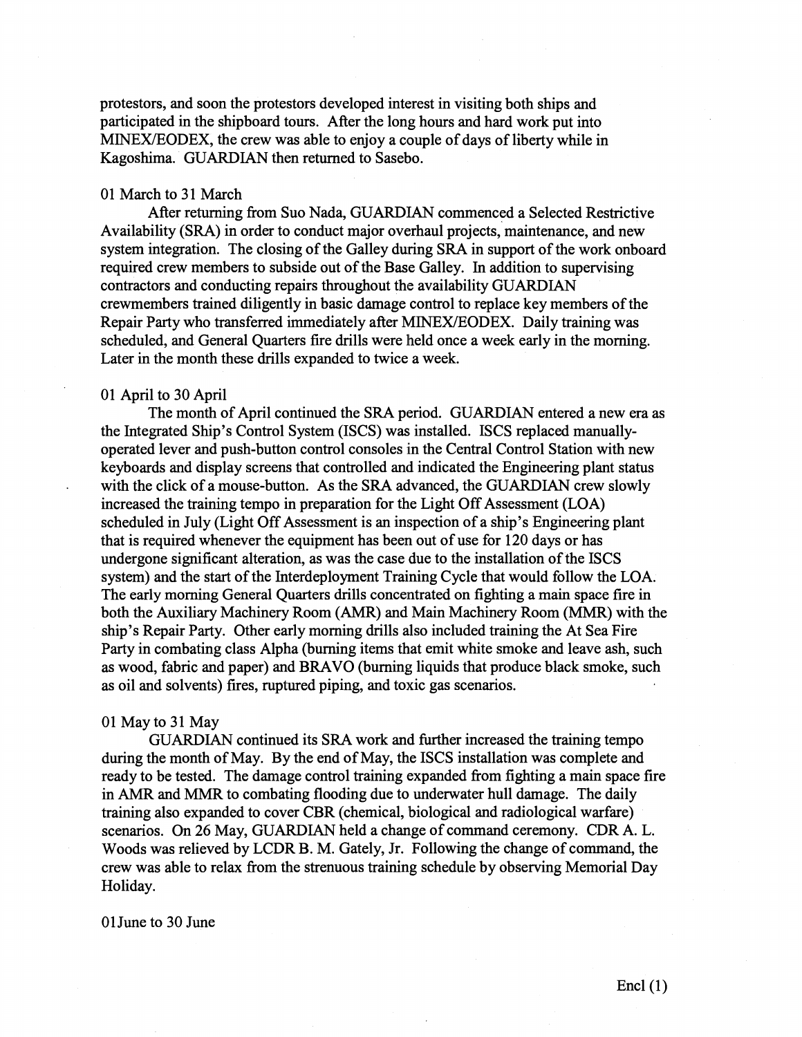protestors, and soon the protestors developed interest in visiting both ships and participated in the shipboard tours. After the long hours and hard work put into MINEX/EODEX, the crew was able to enjoy a couple of days of liberty while in Kagoshima. GUARDIAN then returned to Sasebo.

01 March to 31 March

After returning from Suo Nada, GUARDIAN commenced a Selected Restrictive Availability (SRA) in order to conduct major overhaul projects, maintenance, and new system integration. The closing of the Galley during SRA in support of the work onboard required crew members to subside out of the Base Galley. In addition to supervising contractors and conducting repairs throughout the availability GUARDIAN crewmembers trained diligently in basic damage control to replace key members of the Repair Party who transferred immediately after MINEX/EODEX. Daily training was scheduled, and General Quarters fire drills were held once a week early in the morning. Later in the month these drills expanded to twice a week.

01 April to 30 April

The month of April continued the SRA period. GUARDIAN entered a new era as the Integrated Ship's Control System (ISCS) was installed. ISCS replaced manually-operated lever and push-button control consoles in the Central Control Station with new keyboards and display screens that controlled and indicated the Engineering plant status with the click of a mouse-button. As the SRA advanced, the GUARDIAN crew slowly increased the training tempo in preparation for the Light Off Assessment (LOA) scheduled in July (Light Off Assessment is an inspection of a ship's Engineering plant that is required whenever the equipment has been out of use for 120 days or has undergone significant alteration, as was the case due to the installation of the ISCS system) and the start of the Interdeployment Training Cycle that would follow the LOA. The early morning General Quarters drills concentrated on fighting a main space fire in both the Auxiliary Machinery Room (AMR) and Main Machinery Room (MMR) with the ship's Repair Party. Other early morning drills also included training the At Sea Fire Party in combating class Alpha (burning items that emit white smoke and leave ash, such as wood, fabric and paper) and BRAVO (burning liquids that produce black smoke, such as oil and solvents) fires, ruptured piping, and toxic gas scenarios.

01 May to 31 May

GUARDIAN continued its SRA work and further increased the training tempo during the month of May. By the end of May, the ISCS installation was complete and ready to be tested. The damage control training expanded from fighting a main space fire in AMR and MMR to combating flooding due to underwater hull damage. The daily training also expanded to cover CBR (chemical, biological and radiological warfare) scenarios. On 26 May, GUARDIAN held a change of command ceremony. CDR A. L. Woods was relieved by LCDR B. M. Gately, Jr. Following the change of command, the crew was able to relax from the strenuous training schedule by observing Memorial Day Holiday.

01June to 30 June

Encl (1)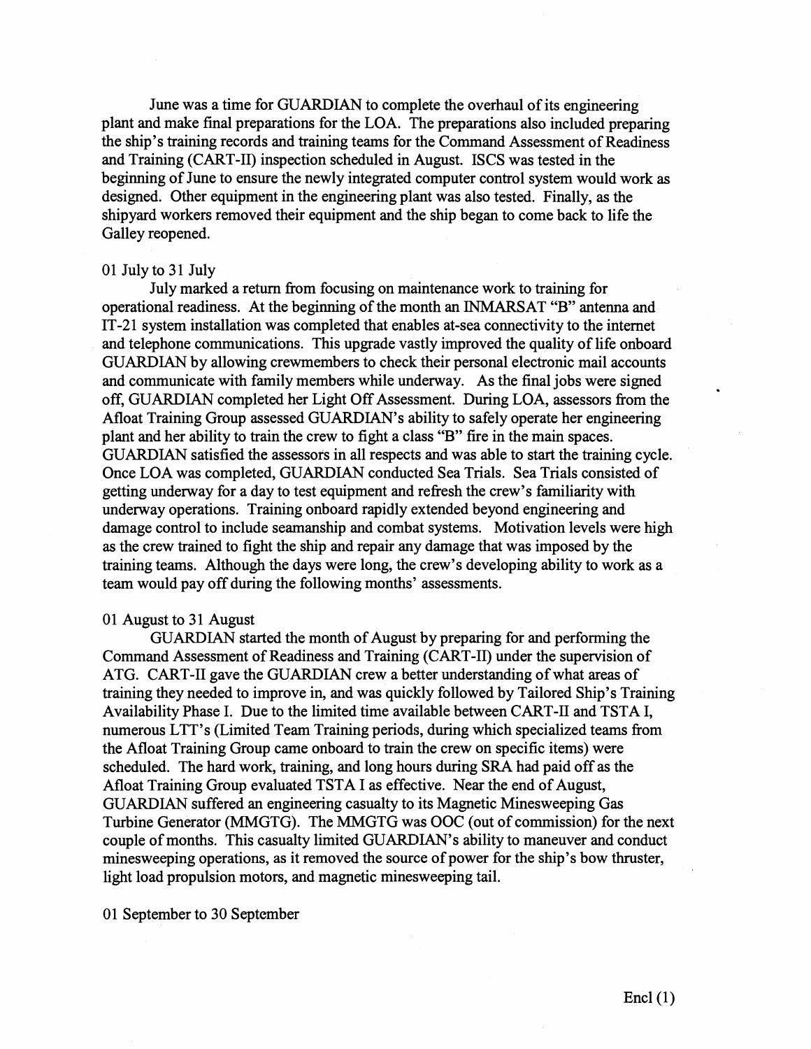June was a time for GUARDIAN to complete the overhaul of its engineering plant and make final preparations for the LOA. The preparations also included preparing the ship's training records and training teams for the Command Assessment of Readiness and Training (CART-II) inspection scheduled in August. ISCS was tested in the beginning of June to ensure the newly integrated computer control system would work as designed. Other equipment in the engineering plant was also tested. Finally, as the shipyard workers removed their equipment and the ship began to come back to life the Galley reopened.

01 July to 31 July

July marked a return from focusing on maintenance work to training for operational readiness. At the beginning of the month an INMARSAT "B" antenna and IT-21 system installation was completed that enables at-sea connectivity to the internet and telephone communications. This upgrade vastly improved the quality of life onboard GUARDIAN by allowing crewmembers to check their personal electronic mail accounts and communicate with family members while underway. As the final jobs were signed off, GUARDIAN completed her Light Off Assessment. During LOA, assessors from the Afloat Training Group assessed GUARDIAN's ability to safely operate her engineering plant and her ability to train the crew to fight a class "B" fire in the main spaces. GUARDIAN satisfied the assessors in all respects and was able to start the training cycle. Once LOA was completed, GUARDIAN conducted Sea Trials. Sea Trials consisted of getting underway for a day to test equipment and refresh the crew's familiarity with underway operations. Training onboard rapidly extended beyond engineering and damage control to include seamanship and combat systems. Motivation levels were high as the crew trained to fight the ship and repair any damage that was imposed by the training teams. Although the days were long, the crew's developing ability to work as a team would pay off during the following months' assessments.

01 August to 31 August

GUARDIAN started the month of August by preparing for and performing the Command Assessment of Readiness and Training (CART-II) under the supervision of ATG. CART-II gave the GUARDIAN crew a better understanding of what areas of training they needed to improve in, and was quickly followed by Tailored Ship's Training Availability Phase I. Due to the limited time available between CART-II and TSTA I, numerous LTT's (Limited Team Training periods, during which specialized teams from the Afloat Training Group came onboard to train the crew on specific items) were scheduled. The hard work, training, and long hours during SRA had paid off as the Afloat Training Group evaluated TSTA I as effective. Near the end of August, GUARDIAN suffered an engineering casualty to its Magnetic Minesweeping Gas Turbine Generator (MMGTG). The MMGTG was OOC (out of commission) for the next couple of months. This casualty limited GUARDIAN's ability to maneuver and conduct minesweeping operations, as it removed the source of power for the ship's bow thruster, light load propulsion motors, and magnetic minesweeping tail.

01 September to 30 September

Encl (1)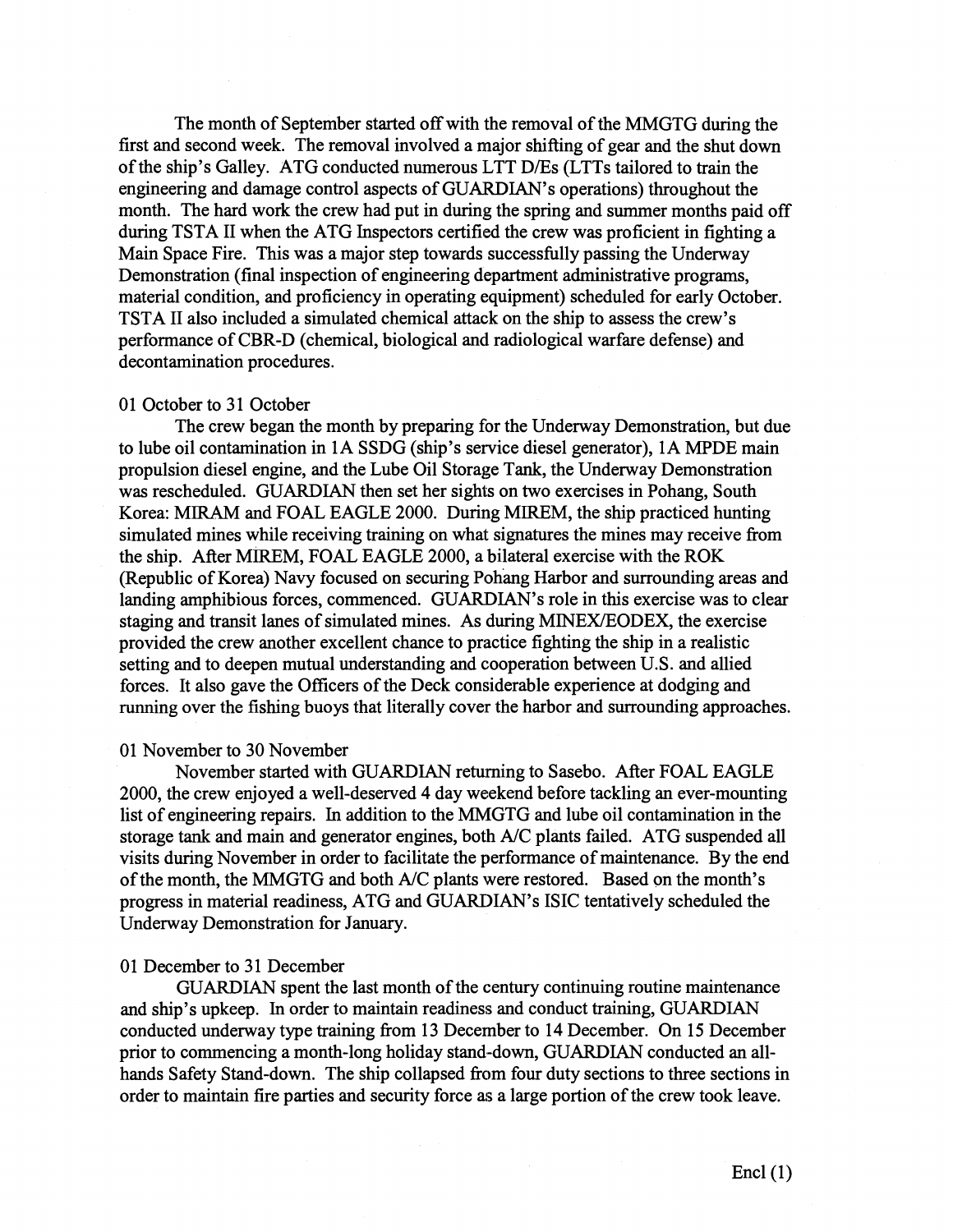The month of September started off with the removal of the MMGTG during the first and second week. The removal involved a major shifting of gear and the shut down of the ship's Galley. ATG conducted numerous LTT D/Es (LTTs tailored to train the engineering and damage control aspects of GUARDIAN's operations) throughout the month. The hard work the crew had put in during the spring and summer months paid off during TSTA II when the ATG Inspectors certified the crew was proficient in fighting a Main Space Fire. This was a major step towards successfully passing the Underway Demonstration (final inspection of engineering department administrative programs, material condition, and proficiency in operating equipment) scheduled for early October. TSTA II also included a simulated chemical attack on the ship to assess the crew's performance of CBR-D (chemical, biological and radiological warfare defense) and decontamination procedures.

01 October to 31 October

The crew began the month by preparing for the Underway Demonstration, but due to lube oil contamination in 1A SSDG (ship's service diesel generator), 1A MPDE main propulsion diesel engine, and the Lube Oil Storage Tank, the Underway Demonstration was rescheduled. GUARDIAN then set her sights on two exercises in Pohang, South Korea: MIRAM and FOAL EAGLE 2000. During MIREM, the ship practiced hunting simulated mines while receiving training on what signatures the mines may receive from the ship. After MIREM, FOAL EAGLE 2000, a bilateral exercise with the ROK (Republic of Korea) Navy focused on securing Pohang Harbor and surrounding areas and landing amphibious forces, commenced. GUARDIAN's role in this exercise was to clear staging and transit lanes of simulated mines. As during MINEX/EODEX, the exercise provided the crew another excellent chance to practice fighting the ship in a realistic setting and to deepen mutual understanding and cooperation between U.S. and allied forces. It also gave the Officers of the Deck considerable experience at dodging and running over the fishing buoys that literally cover the harbor and surrounding approaches.

01 November to 30 November

November started with GUARDIAN returning to Sasebo. After FOAL EAGLE 2000, the crew enjoyed a well-deserved 4 day weekend before tackling an ever-mounting list of engineering repairs. In addition to the MMGTG and lube oil contamination in the storage tank and main and generator engines, both A/C plants failed. ATG suspended all visits during November in order to facilitate the performance of maintenance. By the end of the month, the MMGTG and both A/C plants were restored. Based on the month's progress in material readiness, ATG and GUARDIAN's ISIC tentatively scheduled the Underway Demonstration for January.

01 December to 31 December

GUARDIAN spent the last month of the century continuing routine maintenance and ship's upkeep. In order to maintain readiness and conduct training, GUARDIAN conducted underway type training from 13 December to 14 December. On 15 December prior to commencing a month-long holiday stand-down, GUARDIAN conducted an all-hands Safety Stand-down. The ship collapsed from four duty sections to three sections in order to maintain fire parties and security force as a large portion of the crew took leave.

Encl (1)